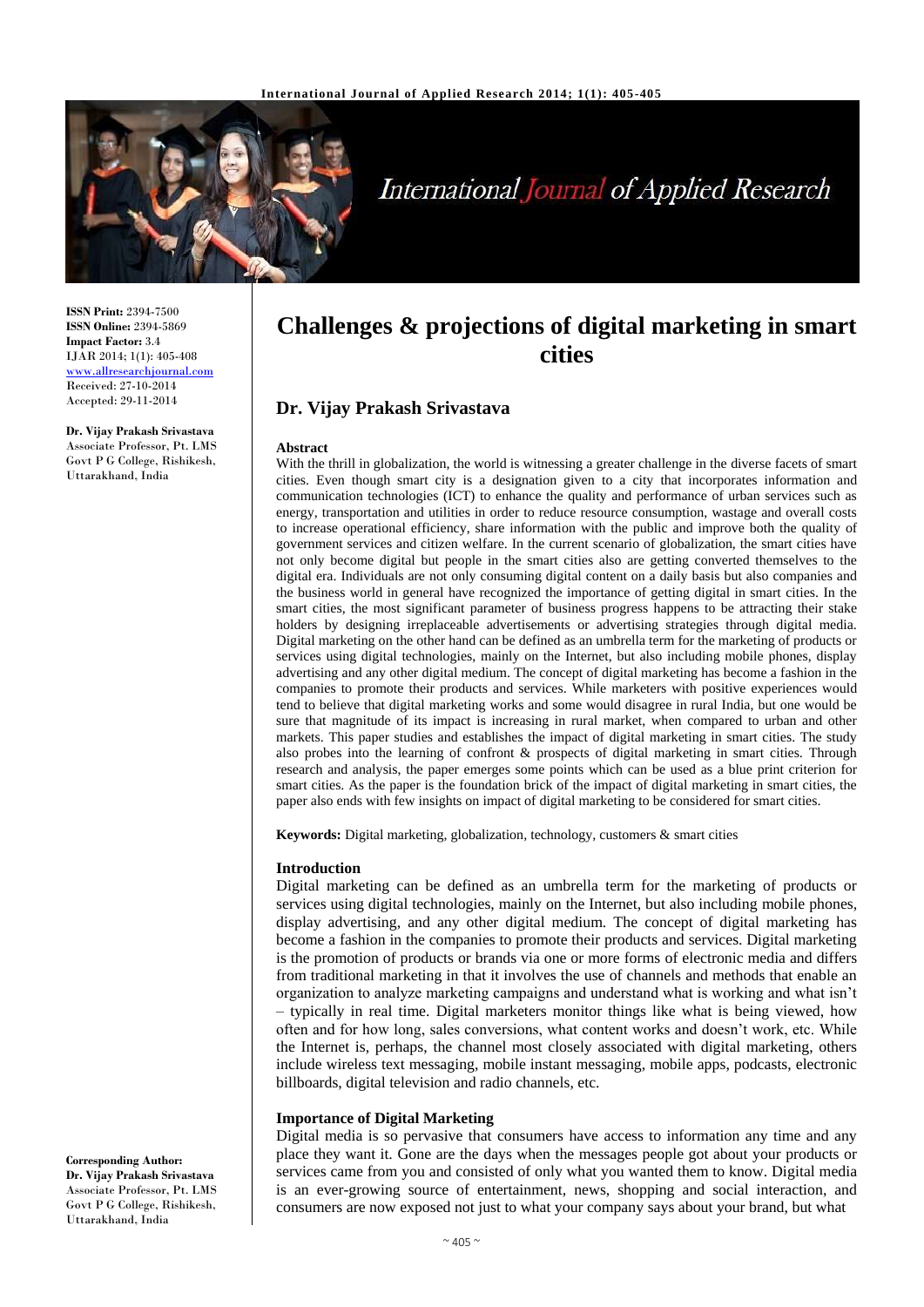**ISSN Print:** 2394-7500
**ISSN Online:** 2394-5869
**Impact Factor:** 3.4
IJAR 2014; 1(1): 405-408
www.allresearchjournal.com
Received: 27-10-2014
Accepted: 29-11-2014

**Dr. Vijay Prakash Srivastava**
Associate Professor, Pt. LMS Govt P G College, Rishikesh, Uttarakhand, India

**Corresponding Author:**
**Dr. Vijay Prakash Srivastava**
Associate Professor, Pt. LMS Govt P G College, Rishikesh, Uttarakhand, India

# Challenges & projections of digital marketing in smart cities

## Dr. Vijay Prakash Srivastava

### Abstract

With the thrill in globalization, the world is witnessing a greater challenge in the diverse facets of smart cities. Even though smart city is a designation given to a city that incorporates information and communication technologies (ICT) to enhance the quality and performance of urban services such as energy, transportation and utilities in order to reduce resource consumption, wastage and overall costs to increase operational efficiency, share information with the public and improve both the quality of government services and citizen welfare. In the current scenario of globalization, the smart cities have not only become digital but people in the smart cities also are getting converted themselves to the digital era. Individuals are not only consuming digital content on a daily basis but also companies and the business world in general have recognized the importance of getting digital in smart cities. In the smart cities, the most significant parameter of business progress happens to be attracting their stake holders by designing irreplaceable advertisements or advertising strategies through digital media. Digital marketing on the other hand can be defined as an umbrella term for the marketing of products or services using digital technologies, mainly on the Internet, but also including mobile phones, display advertising and any other digital medium. The concept of digital marketing has become a fashion in the companies to promote their products and services. While marketers with positive experiences would tend to believe that digital marketing works and some would disagree in rural India, but one would be sure that magnitude of its impact is increasing in rural market, when compared to urban and other markets. This paper studies and establishes the impact of digital marketing in smart cities. The study also probes into the learning of confront & prospects of digital marketing in smart cities. Through research and analysis, the paper emerges some points which can be used as a blue print criterion for smart cities. As the paper is the foundation brick of the impact of digital marketing in smart cities, the paper also ends with few insights on impact of digital marketing to be considered for smart cities.

**Keywords:** Digital marketing, globalization, technology, customers & smart cities

### Introduction

Digital marketing can be defined as an umbrella term for the marketing of products or services using digital technologies, mainly on the Internet, but also including mobile phones, display advertising, and any other digital medium. The concept of digital marketing has become a fashion in the companies to promote their products and services. Digital marketing is the promotion of products or brands via one or more forms of electronic media and differs from traditional marketing in that it involves the use of channels and methods that enable an organization to analyze marketing campaigns and understand what is working and what isn't – typically in real time. Digital marketers monitor things like what is being viewed, how often and for how long, sales conversions, what content works and doesn't work, etc. While the Internet is, perhaps, the channel most closely associated with digital marketing, others include wireless text messaging, mobile instant messaging, mobile apps, podcasts, electronic billboards, digital television and radio channels, etc.

### Importance of Digital Marketing

Digital media is so pervasive that consumers have access to information any time and any place they want it. Gone are the days when the messages people got about your products or services came from you and consisted of only what you wanted them to know. Digital media is an ever-growing source of entertainment, news, shopping and social interaction, and consumers are now exposed not just to what your company says about your brand, but what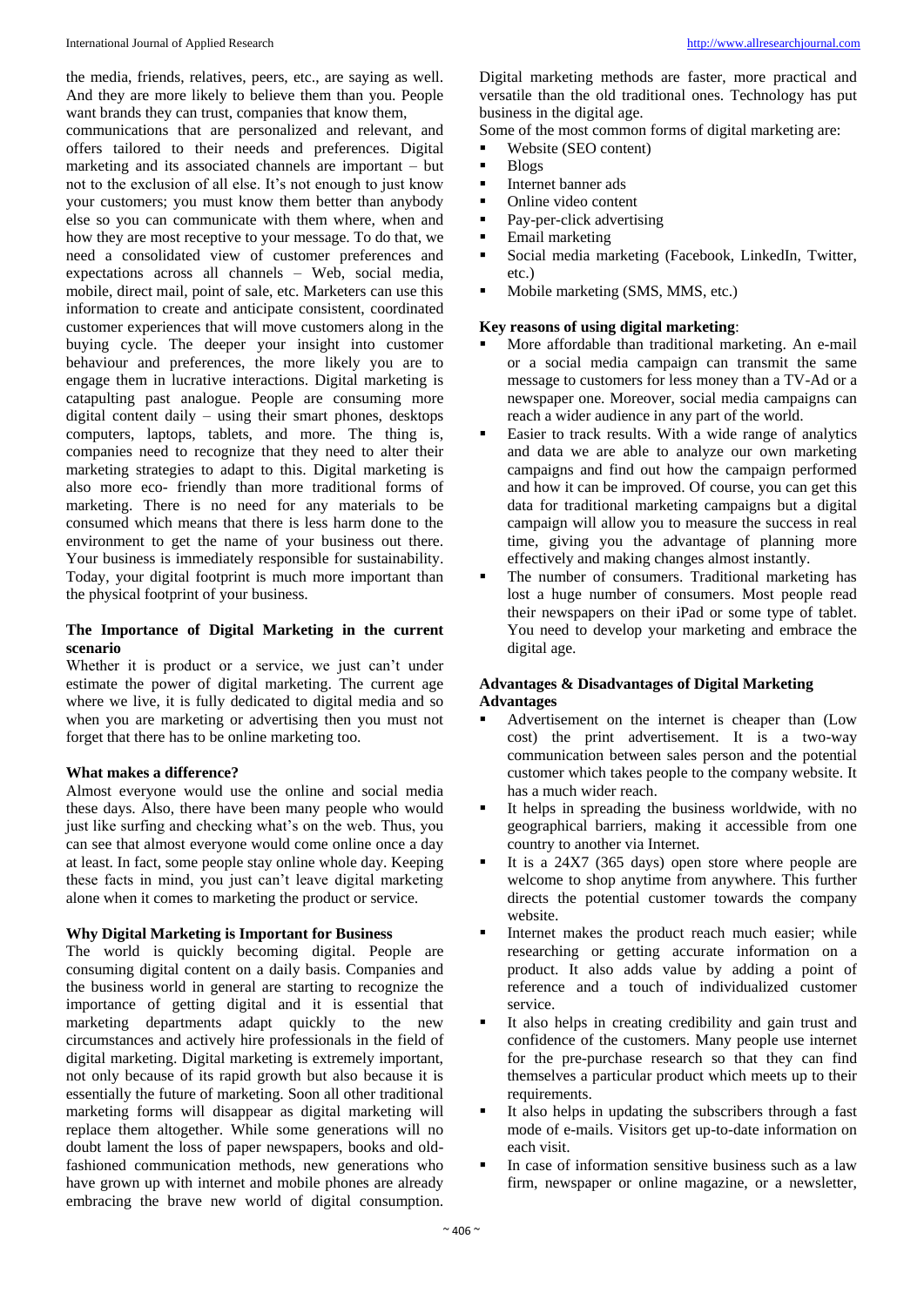the media, friends, relatives, peers, etc., are saying as well. And they are more likely to believe them than you. People want brands they can trust, companies that know them, communications that are personalized and relevant, and offers tailored to their needs and preferences. Digital marketing and its associated channels are important – but not to the exclusion of all else. It's not enough to just know your customers; you must know them better than anybody else so you can communicate with them where, when and how they are most receptive to your message. To do that, we need a consolidated view of customer preferences and expectations across all channels – Web, social media, mobile, direct mail, point of sale, etc. Marketers can use this information to create and anticipate consistent, coordinated customer experiences that will move customers along in the buying cycle. The deeper your insight into customer behaviour and preferences, the more likely you are to engage them in lucrative interactions. Digital marketing is catapulting past analogue. People are consuming more digital content daily – using their smart phones, desktops computers, laptops, tablets, and more. The thing is, companies need to recognize that they need to alter their marketing strategies to adapt to this. Digital marketing is also more eco- friendly than more traditional forms of marketing. There is no need for any materials to be consumed which means that there is less harm done to the environment to get the name of your business out there. Your business is immediately responsible for sustainability. Today, your digital footprint is much more important than the physical footprint of your business.

**The Importance of Digital Marketing in the current scenario**

Whether it is product or a service, we just can't under estimate the power of digital marketing. The current age where we live, it is fully dedicated to digital media and so when you are marketing or advertising then you must not forget that there has to be online marketing too.

**What makes a difference?**

Almost everyone would use the online and social media these days. Also, there have been many people who would just like surfing and checking what's on the web. Thus, you can see that almost everyone would come online once a day at least. In fact, some people stay online whole day. Keeping these facts in mind, you just can't leave digital marketing alone when it comes to marketing the product or service.

**Why Digital Marketing is Important for Business**

The world is quickly becoming digital. People are consuming digital content on a daily basis. Companies and the business world in general are starting to recognize the importance of getting digital and it is essential that marketing departments adapt quickly to the new circumstances and actively hire professionals in the field of digital marketing. Digital marketing is extremely important, not only because of its rapid growth but also because it is essentially the future of marketing. Soon all other traditional marketing forms will disappear as digital marketing will replace them altogether. While some generations will no doubt lament the loss of paper newspapers, books and old-fashioned communication methods, new generations who have grown up with internet and mobile phones are already embracing the brave new world of digital consumption. Digital marketing methods are faster, more practical and versatile than the old traditional ones. Technology has put business in the digital age.

Some of the most common forms of digital marketing are:

- Website (SEO content)
- Blogs
- Internet banner ads
- Online video content
- Pay-per-click advertising
- Email marketing
- Social media marketing (Facebook, LinkedIn, Twitter, etc.)
- Mobile marketing (SMS, MMS, etc.)

**Key reasons of using digital marketing**:

- More affordable than traditional marketing. An e-mail or a social media campaign can transmit the same message to customers for less money than a TV-Ad or a newspaper one. Moreover, social media campaigns can reach a wider audience in any part of the world.
- Easier to track results. With a wide range of analytics and data we are able to analyze our own marketing campaigns and find out how the campaign performed and how it can be improved. Of course, you can get this data for traditional marketing campaigns but a digital campaign will allow you to measure the success in real time, giving you the advantage of planning more effectively and making changes almost instantly.
- The number of consumers. Traditional marketing has lost a huge number of consumers. Most people read their newspapers on their iPad or some type of tablet. You need to develop your marketing and embrace the digital age.

**Advantages & Disadvantages of Digital Marketing**

**Advantages**

- Advertisement on the internet is cheaper than (Low cost) the print advertisement. It is a two-way communication between sales person and the potential customer which takes people to the company website. It has a much wider reach.
- It helps in spreading the business worldwide, with no geographical barriers, making it accessible from one country to another via Internet.
- It is a 24X7 (365 days) open store where people are welcome to shop anytime from anywhere. This further directs the potential customer towards the company website.
- Internet makes the product reach much easier; while researching or getting accurate information on a product. It also adds value by adding a point of reference and a touch of individualized customer service.
- It also helps in creating credibility and gain trust and confidence of the customers. Many people use internet for the pre-purchase research so that they can find themselves a particular product which meets up to their requirements.
- It also helps in updating the subscribers through a fast mode of e-mails. Visitors get up-to-date information on each visit.
- In case of information sensitive business such as a law firm, newspaper or online magazine, or a newsletter,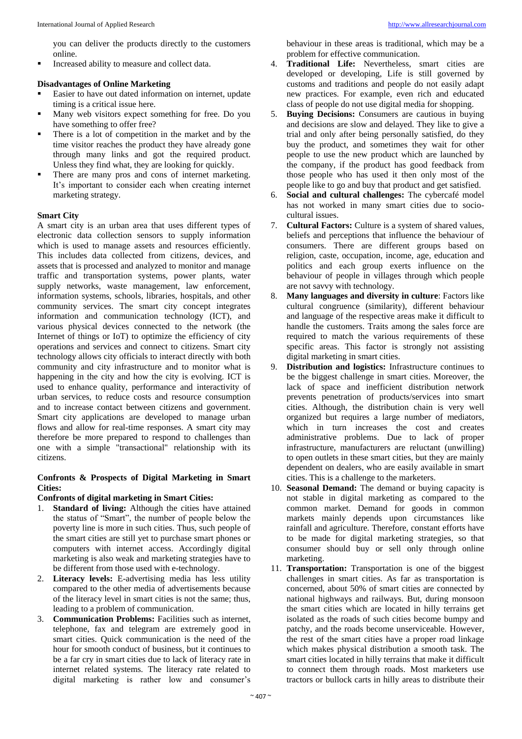you can deliver the products directly to the customers online.

- Increased ability to measure and collect data.

**Disadvantages of Online Marketing**

- Easier to have out dated information on internet, update timing is a critical issue here.
- Many web visitors expect something for free. Do you have something to offer free?
- There is a lot of competition in the market and by the time visitor reaches the product they have already gone through many links and got the required product. Unless they find what, they are looking for quickly.
- There are many pros and cons of internet marketing. It's important to consider each when creating internet marketing strategy.

**Smart City**

A smart city is an urban area that uses different types of electronic data collection sensors to supply information which is used to manage assets and resources efficiently. This includes data collected from citizens, devices, and assets that is processed and analyzed to monitor and manage traffic and transportation systems, power plants, water supply networks, waste management, law enforcement, information systems, schools, libraries, hospitals, and other community services. The smart city concept integrates information and communication technology (ICT), and various physical devices connected to the network (the Internet of things or IoT) to optimize the efficiency of city operations and services and connect to citizens. Smart city technology allows city officials to interact directly with both community and city infrastructure and to monitor what is happening in the city and how the city is evolving. ICT is used to enhance quality, performance and interactivity of urban services, to reduce costs and resource consumption and to increase contact between citizens and government. Smart city applications are developed to manage urban flows and allow for real-time responses. A smart city may therefore be more prepared to respond to challenges than one with a simple "transactional" relationship with its citizens.

**Confronts & Prospects of Digital Marketing in Smart Cities:**

**Confronts of digital marketing in Smart Cities:**

1. **Standard of living:** Although the cities have attained the status of "Smart", the number of people below the poverty line is more in such cities. Thus, such people of the smart cities are still yet to purchase smart phones or computers with internet access. Accordingly digital marketing is also weak and marketing strategies have to be different from those used with e-technology.
2. **Literacy levels:** E-advertising media has less utility compared to the other media of advertisements because of the literacy level in smart cities is not the same; thus, leading to a problem of communication.
3. **Communication Problems:** Facilities such as internet, telephone, fax and telegram are extremely good in smart cities. Quick communication is the need of the hour for smooth conduct of business, but it continues to be a far cry in smart cities due to lack of literacy rate in internet related systems. The literacy rate related to digital marketing is rather low and consumer's behaviour in these areas is traditional, which may be a problem for effective communication.
4. **Traditional Life:** Nevertheless, smart cities are developed or developing, Life is still governed by customs and traditions and people do not easily adapt new practices. For example, even rich and educated class of people do not use digital media for shopping.
5. **Buying Decisions:** Consumers are cautious in buying and decisions are slow and delayed. They like to give a trial and only after being personally satisfied, do they buy the product, and sometimes they wait for other people to use the new product which are launched by the company, if the product has good feedback from those people who has used it then only most of the people like to go and buy that product and get satisfied.
6. **Social and cultural challenges:** The cybercafé model has not worked in many smart cities due to socio-cultural issues.
7. **Cultural Factors:** Culture is a system of shared values, beliefs and perceptions that influence the behaviour of consumers. There are different groups based on religion, caste, occupation, income, age, education and politics and each group exerts influence on the behaviour of people in villages through which people are not savvy with technology.
8. **Many languages and diversity in culture**: Factors like cultural congruence (similarity), different behaviour and language of the respective areas make it difficult to handle the customers. Traits among the sales force are required to match the various requirements of these specific areas. This factor is strongly not assisting digital marketing in smart cities.
9. **Distribution and logistics:** Infrastructure continues to be the biggest challenge in smart cities. Moreover, the lack of space and inefficient distribution network prevents penetration of products/services into smart cities. Although, the distribution chain is very well organized but requires a large number of mediators, which in turn increases the cost and creates administrative problems. Due to lack of proper infrastructure, manufacturers are reluctant (unwilling) to open outlets in these smart cities, but they are mainly dependent on dealers, who are easily available in smart cities. This is a challenge to the marketers.
10. **Seasonal Demand:** The demand or buying capacity is not stable in digital marketing as compared to the common market. Demand for goods in common markets mainly depends upon circumstances like rainfall and agriculture. Therefore, constant efforts have to be made for digital marketing strategies, so that consumer should buy or sell only through online marketing.
11. **Transportation:** Transportation is one of the biggest challenges in smart cities. As far as transportation is concerned, about 50% of smart cities are connected by national highways and railways. But, during monsoon the smart cities which are located in hilly terrains get isolated as the roads of such cities become bumpy and patchy, and the roads become unserviceable. However, the rest of the smart cities have a proper road linkage which makes physical distribution a smooth task. The smart cities located in hilly terrains that make it difficult to connect them through roads. Most marketers use tractors or bullock carts in hilly areas to distribute their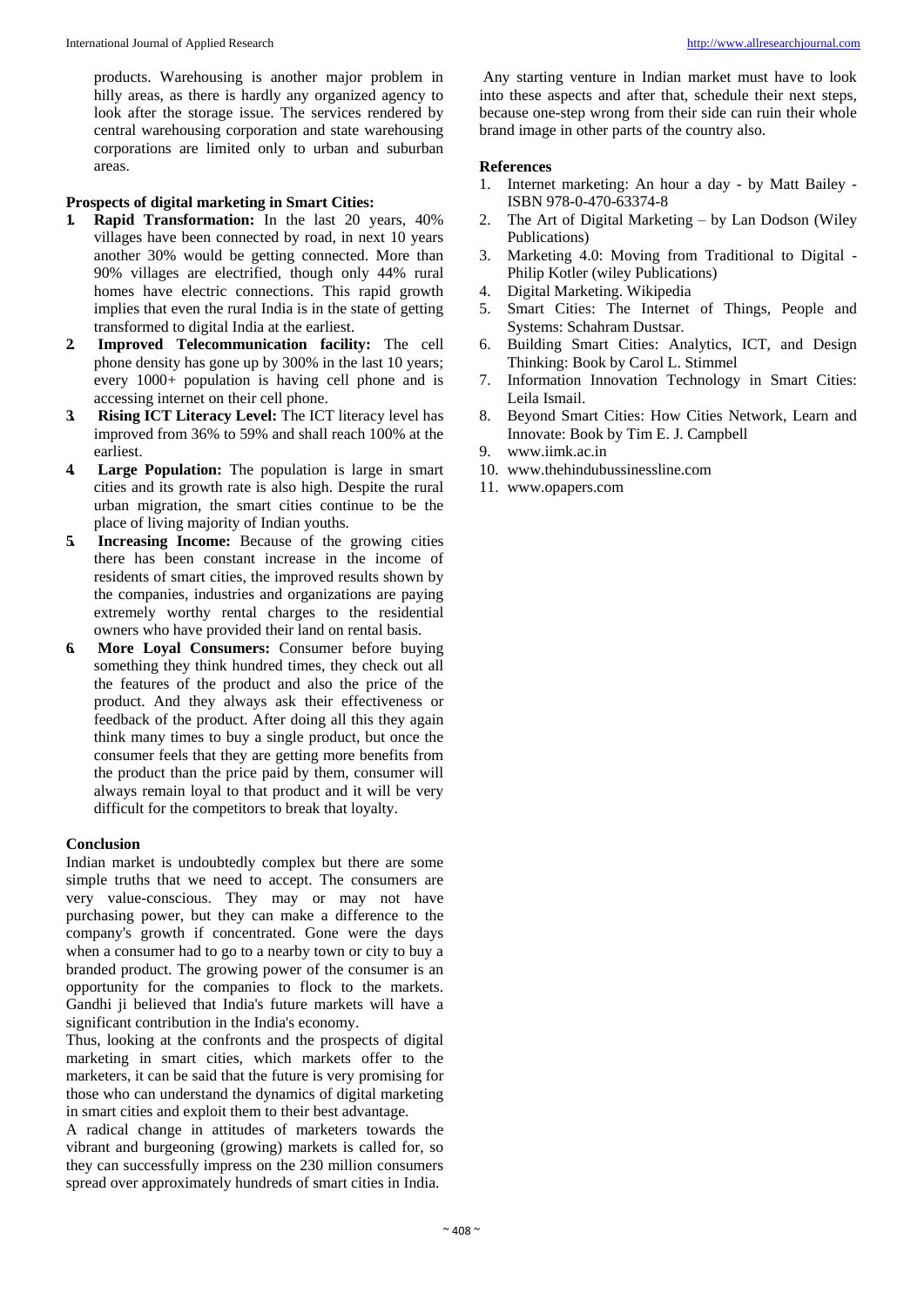products. Warehousing is another major problem in hilly areas, as there is hardly any organized agency to look after the storage issue. The services rendered by central warehousing corporation and state warehousing corporations are limited only to urban and suburban areas.

**Prospects of digital marketing in Smart Cities:**

1. **Rapid Transformation:** In the last 20 years, 40% villages have been connected by road, in next 10 years another 30% would be getting connected. More than 90% villages are electrified, though only 44% rural homes have electric connections. This rapid growth implies that even the rural India is in the state of getting transformed to digital India at the earliest.
2. **Improved Telecommunication facility:** The cell phone density has gone up by 300% in the last 10 years; every 1000+ population is having cell phone and is accessing internet on their cell phone.
3. **Rising ICT Literacy Level:** The ICT literacy level has improved from 36% to 59% and shall reach 100% at the earliest.
4. **Large Population:** The population is large in smart cities and its growth rate is also high. Despite the rural urban migration, the smart cities continue to be the place of living majority of Indian youths.
5. **Increasing Income:** Because of the growing cities there has been constant increase in the income of residents of smart cities, the improved results shown by the companies, industries and organizations are paying extremely worthy rental charges to the residential owners who have provided their land on rental basis.
6. **More Loyal Consumers:** Consumer before buying something they think hundred times, they check out all the features of the product and also the price of the product. And they always ask their effectiveness or feedback of the product. After doing all this they again think many times to buy a single product, but once the consumer feels that they are getting more benefits from the product than the price paid by them, consumer will always remain loyal to that product and it will be very difficult for the competitors to break that loyalty.

**Conclusion**

Indian market is undoubtedly complex but there are some simple truths that we need to accept. The consumers are very value-conscious. They may or may not have purchasing power, but they can make a difference to the company's growth if concentrated. Gone were the days when a consumer had to go to a nearby town or city to buy a branded product. The growing power of the consumer is an opportunity for the companies to flock to the markets. Gandhi ji believed that India's future markets will have a significant contribution in the India's economy.

Thus, looking at the confronts and the prospects of digital marketing in smart cities, which markets offer to the marketers, it can be said that the future is very promising for those who can understand the dynamics of digital marketing in smart cities and exploit them to their best advantage.

A radical change in attitudes of marketers towards the vibrant and burgeoning (growing) markets is called for, so they can successfully impress on the 230 million consumers spread over approximately hundreds of smart cities in India.

Any starting venture in Indian market must have to look into these aspects and after that, schedule their next steps, because one-step wrong from their side can ruin their whole brand image in other parts of the country also.

**References**

1. Internet marketing: An hour a day - by Matt Bailey - ISBN 978-0-470-63374-8
2. The Art of Digital Marketing – by Lan Dodson (Wiley Publications)
3. Marketing 4.0: Moving from Traditional to Digital - Philip Kotler (wiley Publications)
4. Digital Marketing. Wikipedia
5. Smart Cities: The Internet of Things, People and Systems: Schahram Dustsar.
6. Building Smart Cities: Analytics, ICT, and Design Thinking: Book by Carol L. Stimmel
7. Information Innovation Technology in Smart Cities: Leila Ismail.
8. Beyond Smart Cities: How Cities Network, Learn and Innovate: Book by Tim E. J. Campbell
9. www.iimk.ac.in
10. www.thehindubussinessline.com
11. www.opapers.com